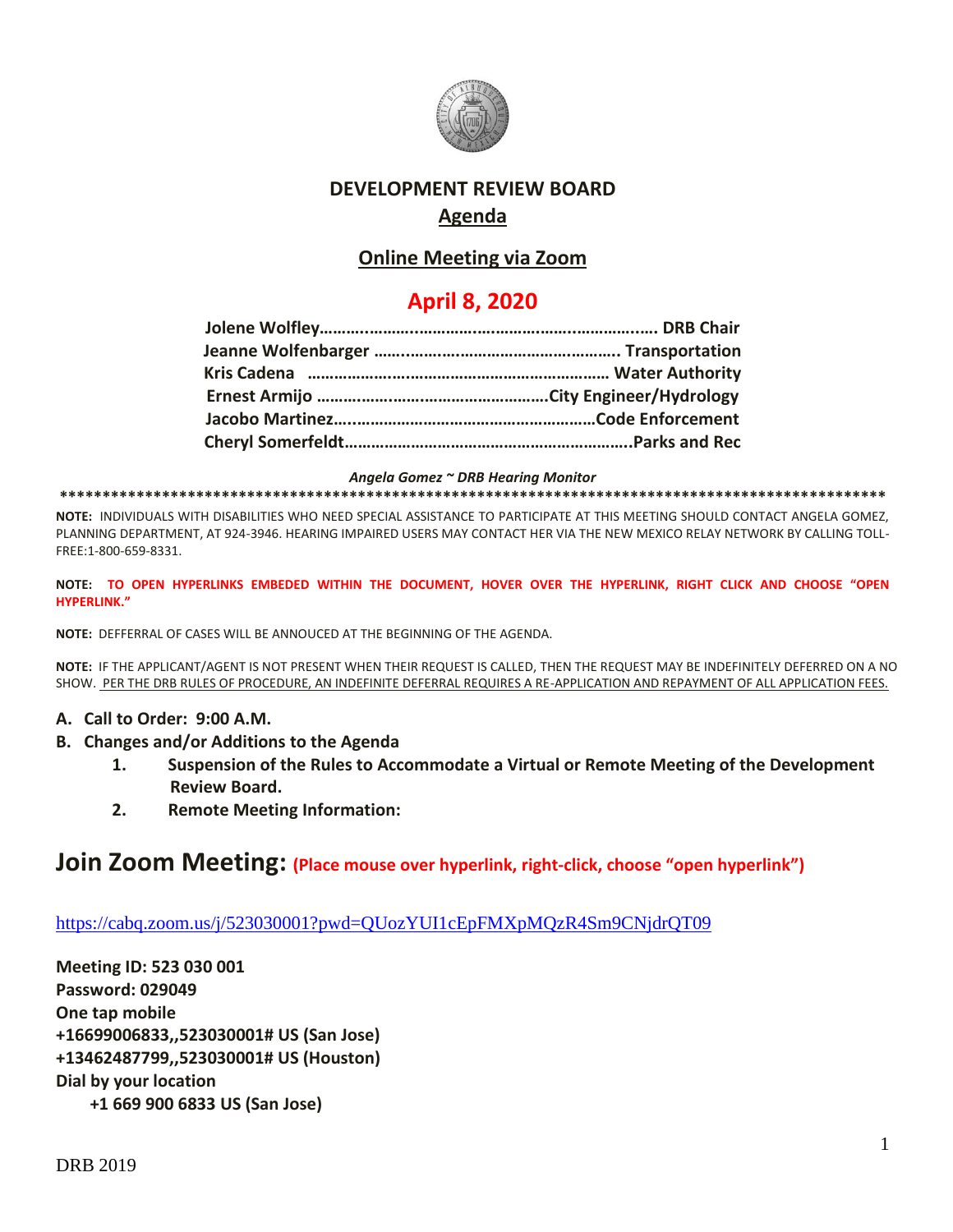# DEVELOPMENT REVIEW BOARD

## Agenda

## Online Meeting via Zoom

## April 8, 2020

**Jolene Wolfley……………………………………………………………. DRB Chair**
**Jeanne Wolfenbarger ………………………………………………. Transportation**
**Kris Cadena ……………………………………………………………… Water Authority**
**Ernest Armijo ……………………………………………………City Engineer/Hydrology**
**Jacobo Martinez…………………………………………………………Code Enforcement**
**Cheryl Somerfeldt…………………………………………………………..Parks and Rec**

*Angela Gomez ~ DRB Hearing Monitor*

****************************************************************************************************

**NOTE:** INDIVIDUALS WITH DISABILITIES WHO NEED SPECIAL ASSISTANCE TO PARTICIPATE AT THIS MEETING SHOULD CONTACT ANGELA GOMEZ, PLANNING DEPARTMENT, AT 924-3946. HEARING IMPAIRED USERS MAY CONTACT HER VIA THE NEW MEXICO RELAY NETWORK BY CALLING TOLL-FREE:1-800-659-8331.

**NOTE: TO OPEN HYPERLINKS EMBEDED WITHIN THE DOCUMENT, HOVER OVER THE HYPERLINK, RIGHT CLICK AND CHOOSE "OPEN HYPERLINK."**

**NOTE:** DEFFERRAL OF CASES WILL BE ANNOUCED AT THE BEGINNING OF THE AGENDA.

**NOTE:** IF THE APPLICANT/AGENT IS NOT PRESENT WHEN THEIR REQUEST IS CALLED, THEN THE REQUEST MAY BE INDEFINITELY DEFERRED ON A NO SHOW. PER THE DRB RULES OF PROCEDURE, AN INDEFINITE DEFERRAL REQUIRES A RE-APPLICATION AND REPAYMENT OF ALL APPLICATION FEES.

**A. Call to Order: 9:00 A.M.**

**B. Changes and/or Additions to the Agenda**

1. **Suspension of the Rules to Accommodate a Virtual or Remote Meeting of the Development Review Board.**
2. **Remote Meeting Information:**

# Join Zoom Meeting: (Place mouse over hyperlink, right-click, choose "open hyperlink")

https://cabq.zoom.us/j/523030001?pwd=QUozYUI1cEpFMXpMQzR4Sm9CNjdrQT09

**Meeting ID: 523 030 001**
**Password: 029049**
**One tap mobile**
**+16699006833,,523030001# US (San Jose)**
**+13462487799,,523030001# US (Houston)**
**Dial by your location**
**+1 669 900 6833 US (San Jose)**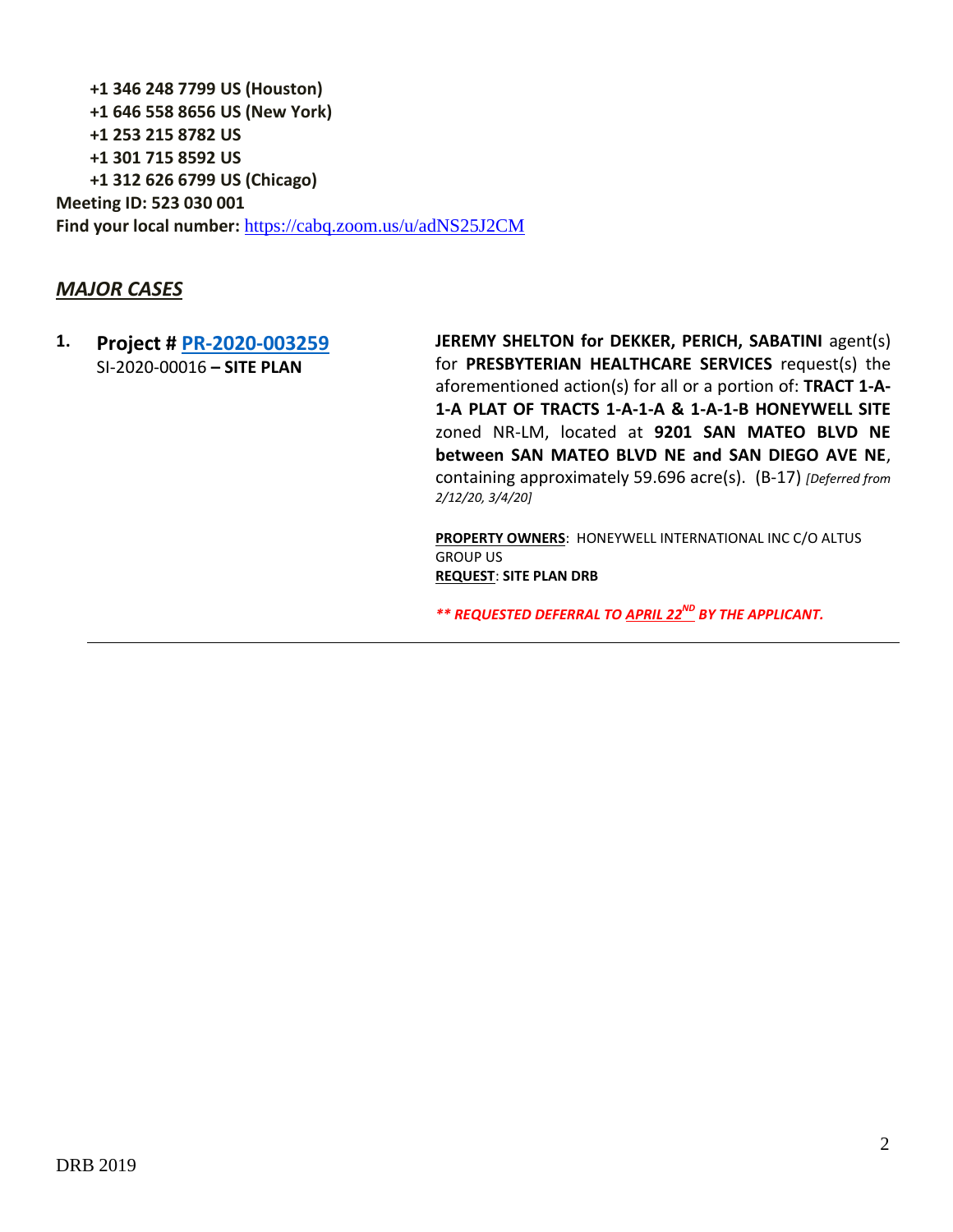**+1 346 248 7799 US (Houston)**
**+1 646 558 8656 US (New York)**
**+1 253 215 8782 US**
**+1 301 715 8592 US**
**+1 312 626 6799 US (Chicago)**

**Meeting ID: 523 030 001**
**Find your local number:** https://cabq.zoom.us/u/adNS25J2CM

## ***MAJOR CASES***

**1. Project # PR-2020-003259**
SI-2020-00016 **– SITE PLAN**

**JEREMY SHELTON for DEKKER, PERICH, SABATINI** agent(s) for **PRESBYTERIAN HEALTHCARE SERVICES** request(s) the aforementioned action(s) for all or a portion of: **TRACT 1-A-1-A PLAT OF TRACTS 1-A-1-A & 1-A-1-B HONEYWELL SITE** zoned NR-LM, located at **9201 SAN MATEO BLVD NE between SAN MATEO BLVD NE and SAN DIEGO AVE NE**, containing approximately 59.696 acre(s). (B-17) *[Deferred from 2/12/20, 3/4/20]*

**PROPERTY OWNERS**: HONEYWELL INTERNATIONAL INC C/O ALTUS GROUP US
**REQUEST**: **SITE PLAN DRB**

***\*\* REQUESTED DEFERRAL TO APRIL 22ND BY THE APPLICANT.***

---

DRB 2019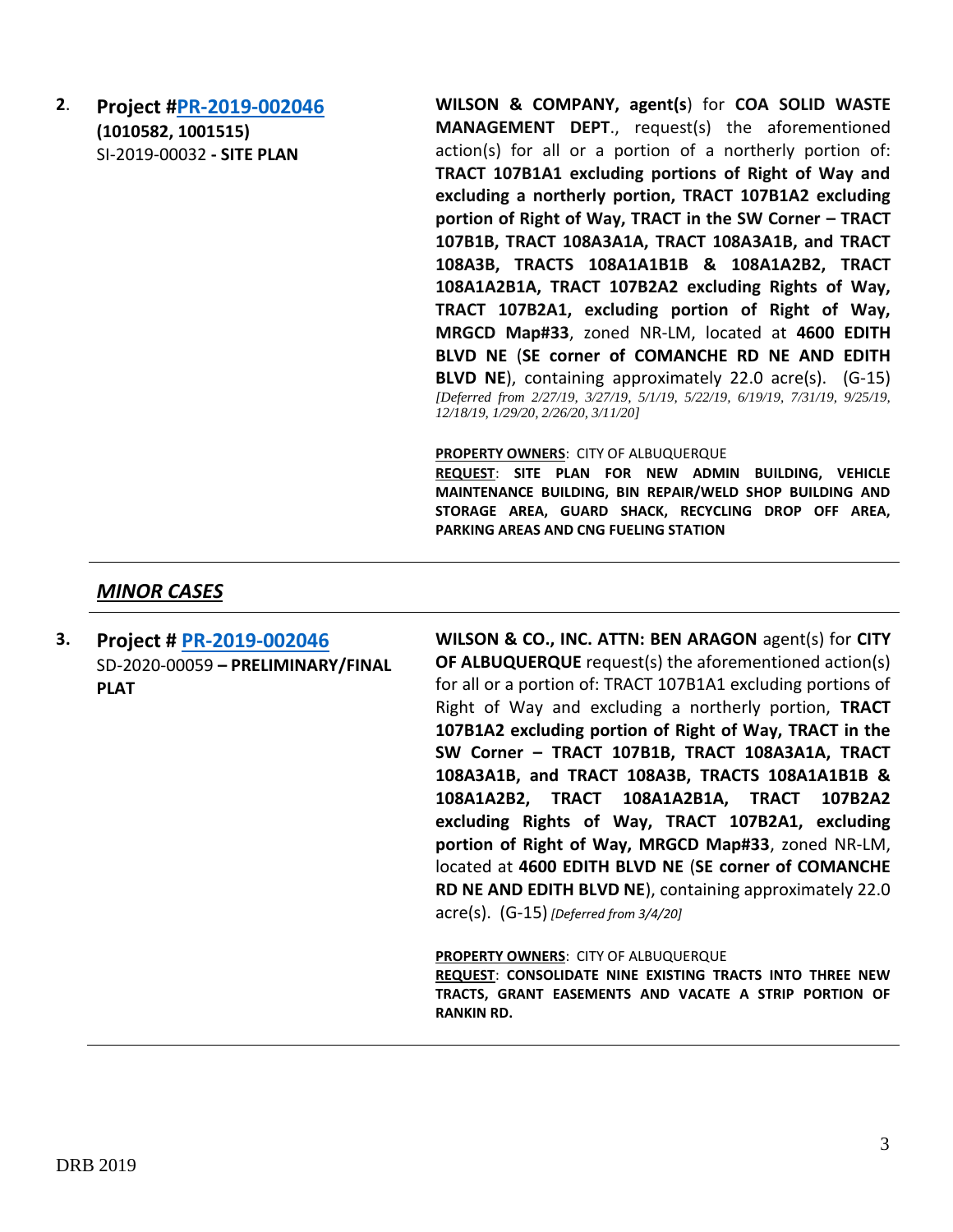**2.** **Project #[PR-2019-002046](PR-2019-002046)**
**(1010582, 1001515)**
SI-2019-00032 **- SITE PLAN**

**WILSON & COMPANY, agent(s**) for **COA SOLID WASTE MANAGEMENT DEPT**., request(s) the aforementioned action(s) for all or a portion of a northerly portion of: **TRACT 107B1A1 excluding portions of Right of Way and excluding a northerly portion, TRACT 107B1A2 excluding portion of Right of Way, TRACT in the SW Corner – TRACT 107B1B, TRACT 108A3A1A, TRACT 108A3A1B, and TRACT 108A3B, TRACTS 108A1A1B1B & 108A1A2B2, TRACT 108A1A2B1A, TRACT 107B2A2 excluding Rights of Way, TRACT 107B2A1, excluding portion of Right of Way, MRGCD Map#33**, zoned NR-LM, located at **4600 EDITH BLVD NE** (**SE corner of COMANCHE RD NE AND EDITH BLVD NE**), containing approximately 22.0 acre(s). (G-15) *[Deferred from 2/27/19, 3/27/19, 5/1/19, 5/22/19, 6/19/19, 7/31/19, 9/25/19, 12/18/19, 1/29/20, 2/26/20, 3/11/20]*

**PROPERTY OWNERS**: CITY OF ALBUQUERQUE
**REQUEST**: **SITE PLAN FOR NEW ADMIN BUILDING, VEHICLE MAINTENANCE BUILDING, BIN REPAIR/WELD SHOP BUILDING AND STORAGE AREA, GUARD SHACK, RECYCLING DROP OFF AREA, PARKING AREAS AND CNG FUELING STATION**

---

## ***MINOR CASES***

---

**3.** **Project # [PR-2019-002046](PR-2019-002046)**
SD-2020-00059 **– PRELIMINARY/FINAL PLAT**

**WILSON & CO., INC. ATTN: BEN ARAGON** agent(s) for **CITY OF ALBUQUERQUE** request(s) the aforementioned action(s) for all or a portion of: TRACT 107B1A1 excluding portions of Right of Way and excluding a northerly portion, **TRACT 107B1A2 excluding portion of Right of Way, TRACT in the SW Corner – TRACT 107B1B, TRACT 108A3A1A, TRACT 108A3A1B, and TRACT 108A3B, TRACTS 108A1A1B1B & 108A1A2B2, TRACT 108A1A2B1A, TRACT 107B2A2 excluding Rights of Way, TRACT 107B2A1, excluding portion of Right of Way, MRGCD Map#33**, zoned NR-LM, located at **4600 EDITH BLVD NE** (**SE corner of COMANCHE RD NE AND EDITH BLVD NE**), containing approximately 22.0 acre(s). (G-15) *[Deferred from 3/4/20]*

**PROPERTY OWNERS**: CITY OF ALBUQUERQUE
**REQUEST**: **CONSOLIDATE NINE EXISTING TRACTS INTO THREE NEW TRACTS, GRANT EASEMENTS AND VACATE A STRIP PORTION OF RANKIN RD.**

---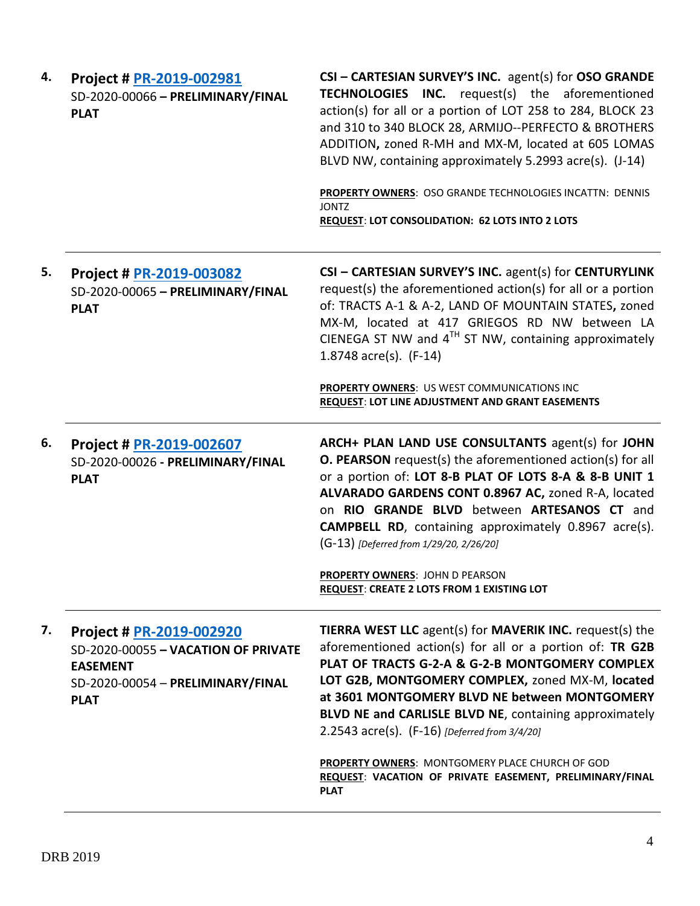| | | |
|---|---|---|
| **4.** | **Project # PR-2019-002981**<br>SD-2020-00066 **– PRELIMINARY/FINAL PLAT** | **CSI – CARTESIAN SURVEY'S INC.** agent(s) for **OSO GRANDE TECHNOLOGIES INC.** request(s) the aforementioned action(s) for all or a portion of LOT 258 to 284, BLOCK 23 and 310 to 340 BLOCK 28, ARMIJO--PERFECTO & BROTHERS ADDITION**,** zoned R-MH and MX-M, located at 605 LOMAS BLVD NW, containing approximately 5.2993 acre(s). (J-14)<br><br>**PROPERTY OWNERS**: OSO GRANDE TECHNOLOGIES INCATTN: DENNIS JONTZ<br>**REQUEST**: **LOT CONSOLIDATION: 62 LOTS INTO 2 LOTS** |
| **5.** | **Project # PR-2019-003082**<br>SD-2020-00065 **– PRELIMINARY/FINAL PLAT** | **CSI – CARTESIAN SURVEY'S INC.** agent(s) for **CENTURYLINK** request(s) the aforementioned action(s) for all or a portion of: TRACTS A-1 & A-2, LAND OF MOUNTAIN STATES**,** zoned MX-M, located at 417 GRIEGOS RD NW between LA CIENEGA ST NW and 4TH ST NW, containing approximately 1.8748 acre(s). (F-14)<br><br>**PROPERTY OWNERS**: US WEST COMMUNICATIONS INC<br>**REQUEST**: **LOT LINE ADJUSTMENT AND GRANT EASEMENTS** |
| **6.** | **Project # PR-2019-002607**<br>SD-2020-00026 **- PRELIMINARY/FINAL PLAT** | **ARCH+ PLAN LAND USE CONSULTANTS** agent(s) for **JOHN O. PEARSON** request(s) the aforementioned action(s) for all or a portion of: **LOT 8-B PLAT OF LOTS 8-A & 8-B UNIT 1 ALVARADO GARDENS CONT 0.8967 AC,** zoned R-A, located on **RIO GRANDE BLVD** between **ARTESANOS CT** and **CAMPBELL RD**, containing approximately 0.8967 acre(s). (G-13) *[Deferred from 1/29/20, 2/26/20]*<br><br>**PROPERTY OWNERS**: JOHN D PEARSON<br>**REQUEST**: **CREATE 2 LOTS FROM 1 EXISTING LOT** |
| **7.** | **Project # PR-2019-002920**<br>SD-2020-00055 **– VACATION OF PRIVATE EASEMENT**<br>SD-2020-00054 – **PRELIMINARY/FINAL PLAT** | **TIERRA WEST LLC** agent(s) for **MAVERIK INC.** request(s) the aforementioned action(s) for all or a portion of: **TR G2B PLAT OF TRACTS G-2-A & G-2-B MONTGOMERY COMPLEX LOT G2B, MONTGOMERY COMPLEX,** zoned MX-M, **located at 3601 MONTGOMERY BLVD NE between MONTGOMERY BLVD NE and CARLISLE BLVD NE**, containing approximately 2.2543 acre(s). (F-16) *[Deferred from 3/4/20]*<br><br>**PROPERTY OWNERS**: MONTGOMERY PLACE CHURCH OF GOD<br>**REQUEST**: **VACATION OF PRIVATE EASEMENT, PRELIMINARY/FINAL PLAT** |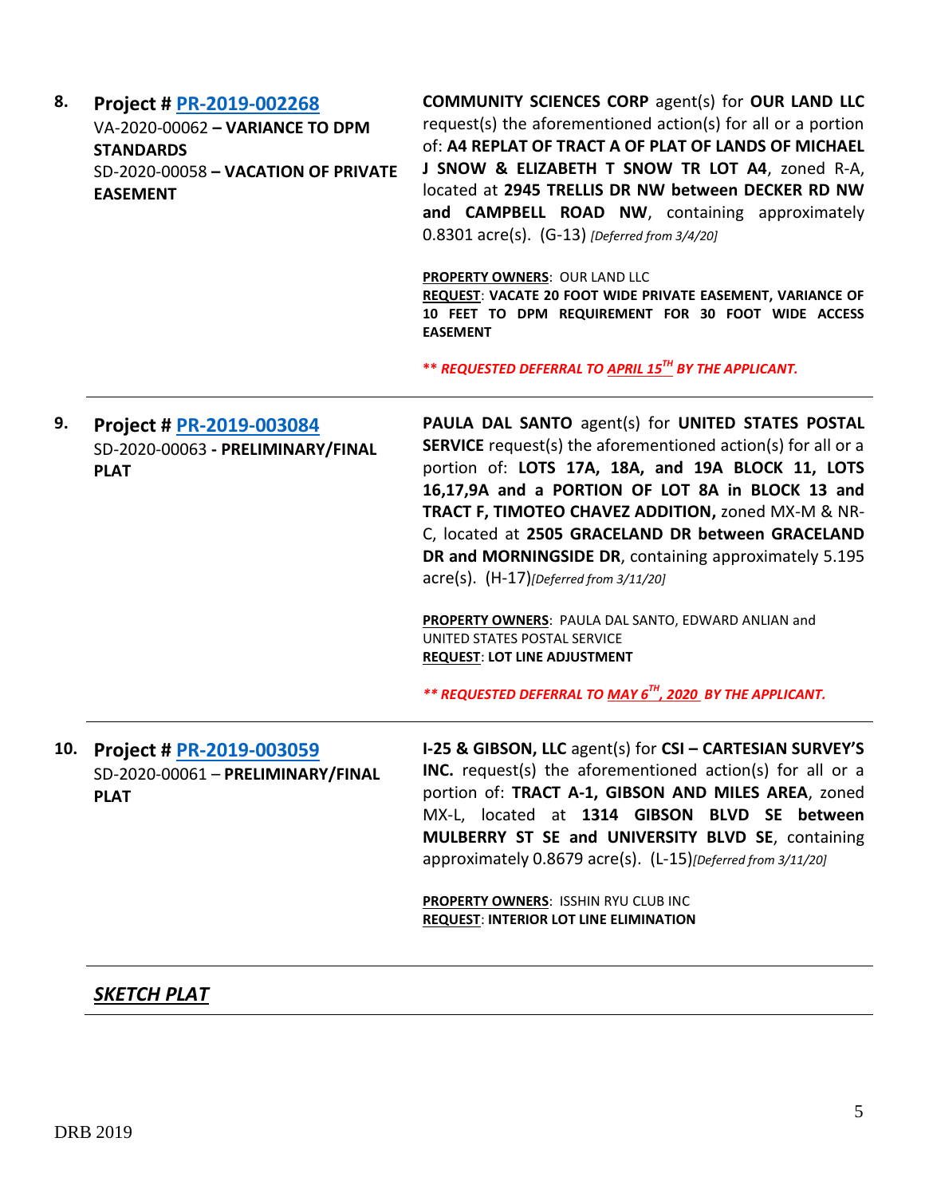**8. Project # PR-2019-002268**
VA-2020-00062 – **VARIANCE TO DPM STANDARDS**
SD-2020-00058 – **VACATION OF PRIVATE EASEMENT**

**COMMUNITY SCIENCES CORP** agent(s) for **OUR LAND LLC** request(s) the aforementioned action(s) for all or a portion of: **A4 REPLAT OF TRACT A OF PLAT OF LANDS OF MICHAEL J SNOW & ELIZABETH T SNOW TR LOT A4**, zoned R-A, located at **2945 TRELLIS DR NW between DECKER RD NW and CAMPBELL ROAD NW**, containing approximately 0.8301 acre(s). (G-13) *[Deferred from 3/4/20]*

**PROPERTY OWNERS**: OUR LAND LLC
**REQUEST**: **VACATE 20 FOOT WIDE PRIVATE EASEMENT, VARIANCE OF 10 FEET TO DPM REQUIREMENT FOR 30 FOOT WIDE ACCESS EASEMENT**

***\*\* REQUESTED DEFERRAL TO APRIL 15TH BY THE APPLICANT.***

---

**9. Project # PR-2019-003084**
SD-2020-00063 - **PRELIMINARY/FINAL PLAT**

**PAULA DAL SANTO** agent(s) for **UNITED STATES POSTAL SERVICE** request(s) the aforementioned action(s) for all or a portion of: **LOTS 17A, 18A, and 19A BLOCK 11, LOTS 16,17,9A and a PORTION OF LOT 8A in BLOCK 13 and TRACT F, TIMOTEO CHAVEZ ADDITION,** zoned MX-M & NR-C, located at **2505 GRACELAND DR between GRACELAND DR and MORNINGSIDE DR**, containing approximately 5.195 acre(s). (H-17)*[Deferred from 3/11/20]*

**PROPERTY OWNERS**: PAULA DAL SANTO, EDWARD ANLIAN and UNITED STATES POSTAL SERVICE
**REQUEST**: **LOT LINE ADJUSTMENT**

***\*\* REQUESTED DEFERRAL TO MAY 6TH, 2020 BY THE APPLICANT.***

---

**10. Project # PR-2019-003059**
SD-2020-00061 – **PRELIMINARY/FINAL PLAT**

**I-25 & GIBSON, LLC** agent(s) for **CSI – CARTESIAN SURVEY'S INC.** request(s) the aforementioned action(s) for all or a portion of: **TRACT A-1, GIBSON AND MILES AREA**, zoned MX-L, located at **1314 GIBSON BLVD SE between MULBERRY ST SE and UNIVERSITY BLVD SE**, containing approximately 0.8679 acre(s). (L-15)*[Deferred from 3/11/20]*

**PROPERTY OWNERS**: ISSHIN RYU CLUB INC
**REQUEST**: **INTERIOR LOT LINE ELIMINATION**

---

***SKETCH PLAT***

---

DRB 2019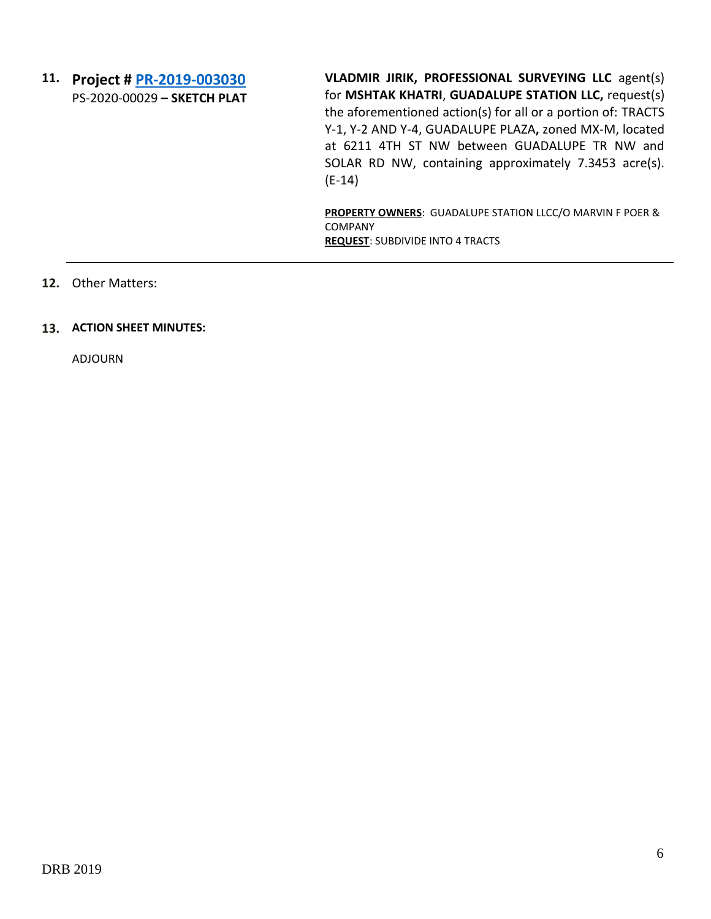11. **Project # [PR-2019-003030](PR-2019-003030)**
PS-2020-00029 **– SKETCH PLAT**

**VLADMIR JIRIK, PROFESSIONAL SURVEYING LLC** agent(s) for **MSHTAK KHATRI**, **GUADALUPE STATION LLC,** request(s) the aforementioned action(s) for all or a portion of: TRACTS Y-1, Y-2 AND Y-4, GUADALUPE PLAZA**,** zoned MX-M, located at 6211 4TH ST NW between GUADALUPE TR NW and SOLAR RD NW, containing approximately 7.3453 acre(s). (E-14)

**PROPERTY OWNERS**: GUADALUPE STATION LLCC/O MARVIN F POER & COMPANY
**REQUEST**: SUBDIVIDE INTO 4 TRACTS

---

12. Other Matters:

13. **ACTION SHEET MINUTES:**

ADJOURN

DRB 2019